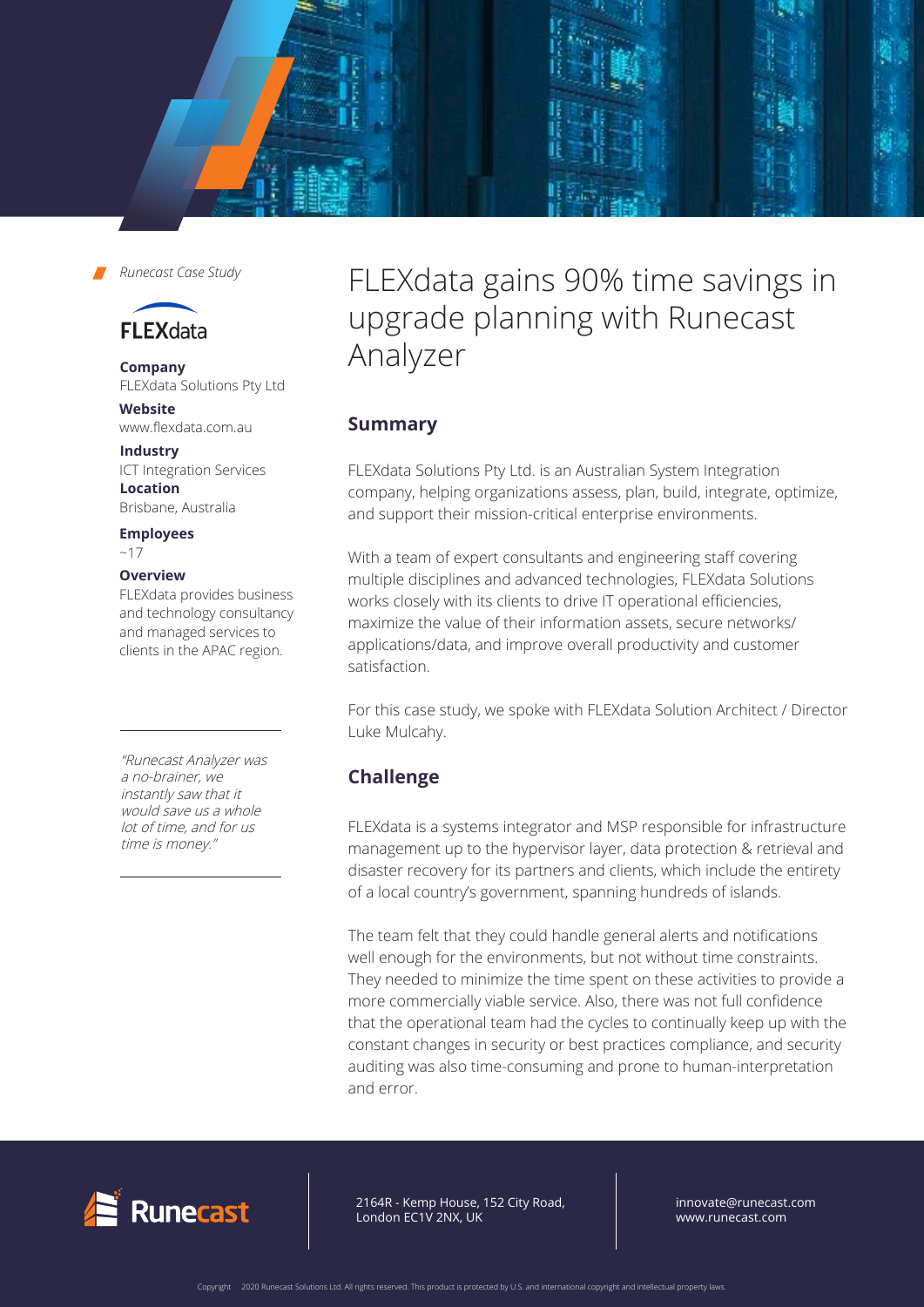*Runecast Case Study*

FLEXdata

**Company**
FLEXdata Solutions Pty Ltd

**Website**
www.flexdata.com.au

**Industry**
ICT Integration Services

**Location**
Brisbane, Australia

**Employees**
~17

**Overview**
FLEXdata provides business and technology consultancy and managed services to clients in the APAC region.

*"Runecast Analyzer was a no-brainer, we instantly saw that it would save us a whole lot of time, and for us time is money."*

# FLEXdata gains 90% time savings in upgrade planning with Runecast Analyzer

## Summary

FLEXdata Solutions Pty Ltd. is an Australian System Integration company, helping organizations assess, plan, build, integrate, optimize, and support their mission-critical enterprise environments.

With a team of expert consultants and engineering staff covering multiple disciplines and advanced technologies, FLEXdata Solutions works closely with its clients to drive IT operational efficiencies, maximize the value of their information assets, secure networks/ applications/data, and improve overall productivity and customer satisfaction.

For this case study, we spoke with FLEXdata Solution Architect / Director Luke Mulcahy.

## Challenge

FLEXdata is a systems integrator and MSP responsible for infrastructure management up to the hypervisor layer, data protection & retrieval and disaster recovery for its partners and clients, which include the entirety of a local country's government, spanning hundreds of islands.

The team felt that they could handle general alerts and notifications well enough for the environments, but not without time constraints. They needed to minimize the time spent on these activities to provide a more commercially viable service. Also, there was not full confidence that the operational team had the cycles to continually keep up with the constant changes in security or best practices compliance, and security auditing was also time-consuming and prone to human-interpretation and error.

Runecast

2164R - Kemp House, 152 City Road, London EC1V 2NX, UK

innovate@runecast.com
www.runecast.com

Copyright 2020 Runecast Solutions Ltd. All rights reserved. This product is protected by U.S. and international copyright and intellectual property laws.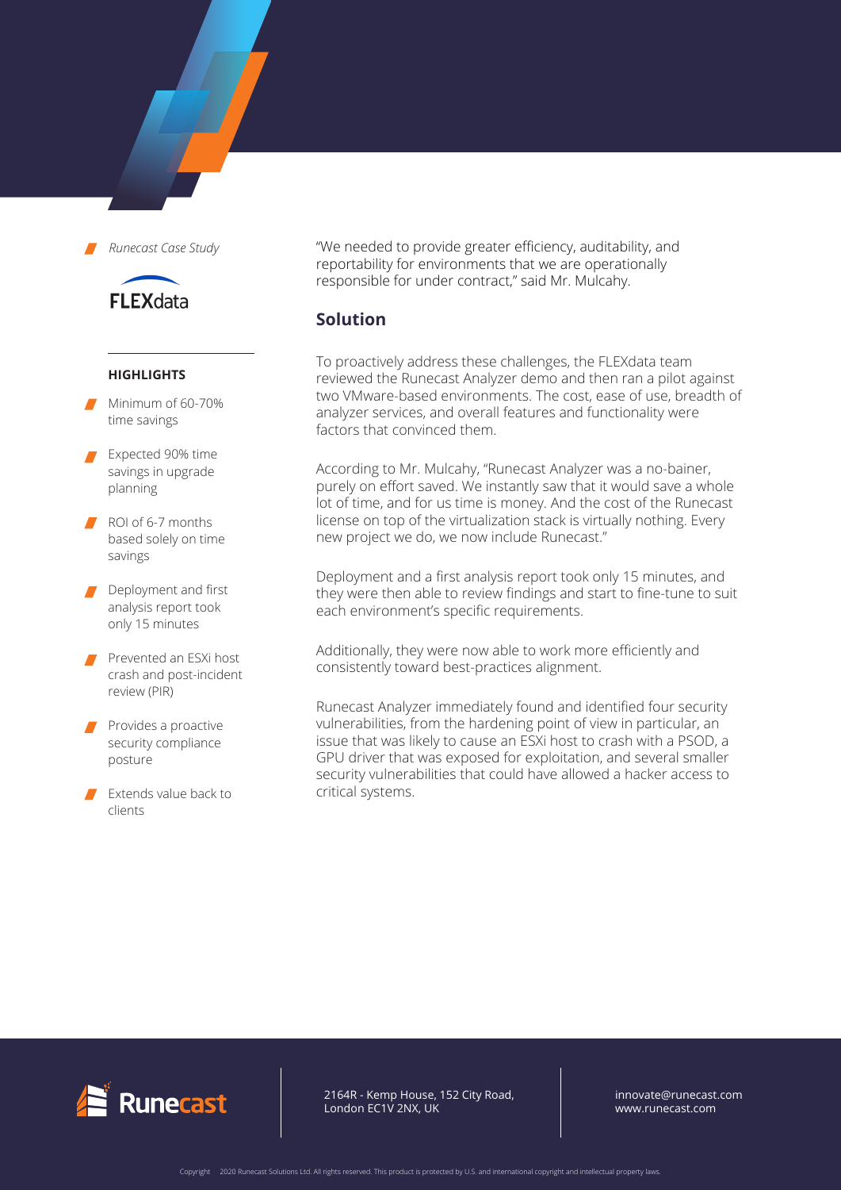*Runecast Case Study*

FLEXdata

**HIGHLIGHTS**

- Minimum of 60-70% time savings
- Expected 90% time savings in upgrade planning
- ROI of 6-7 months based solely on time savings
- Deployment and first analysis report took only 15 minutes
- Prevented an ESXi host crash and post-incident review (PIR)
- Provides a proactive security compliance posture
- Extends value back to clients

"We needed to provide greater efficiency, auditability, and reportability for environments that we are operationally responsible for under contract," said Mr. Mulcahy.

## Solution

To proactively address these challenges, the FLEXdata team reviewed the Runecast Analyzer demo and then ran a pilot against two VMware-based environments. The cost, ease of use, breadth of analyzer services, and overall features and functionality were factors that convinced them.

According to Mr. Mulcahy, "Runecast Analyzer was a no-bainer, purely on effort saved. We instantly saw that it would save a whole lot of time, and for us time is money. And the cost of the Runecast license on top of the virtualization stack is virtually nothing. Every new project we do, we now include Runecast."

Deployment and a first analysis report took only 15 minutes, and they were then able to review findings and start to fine-tune to suit each environment's specific requirements.

Additionally, they were now able to work more efficiently and consistently toward best-practices alignment.

Runecast Analyzer immediately found and identified four security vulnerabilities, from the hardening point of view in particular, an issue that was likely to cause an ESXi host to crash with a PSOD, a GPU driver that was exposed for exploitation, and several smaller security vulnerabilities that could have allowed a hacker access to critical systems.

Runecast

2164R - Kemp House, 152 City Road,
London EC1V 2NX, UK

innovate@runecast.com
www.runecast.com

Copyright 2020 Runecast Solutions Ltd. All rights reserved. This product is protected by U.S. and international copyright and intellectual property laws.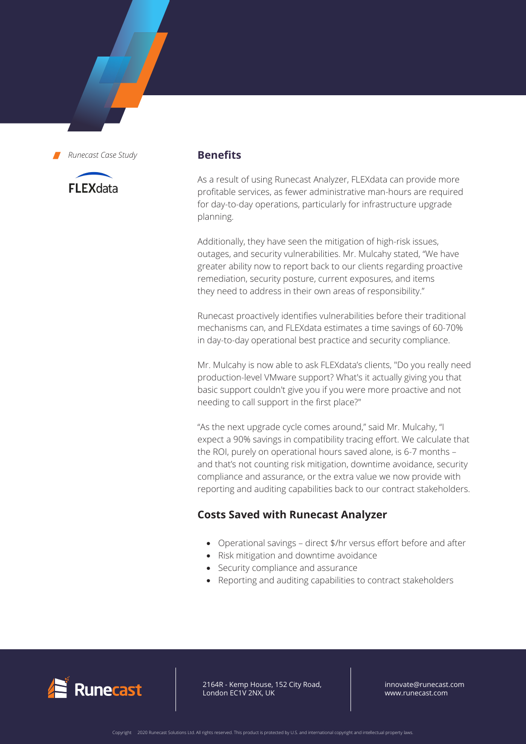*Runecast Case Study*

FLEXdata

## Benefits

As a result of using Runecast Analyzer, FLEXdata can provide more profitable services, as fewer administrative man-hours are required for day-to-day operations, particularly for infrastructure upgrade planning.

Additionally, they have seen the mitigation of high-risk issues, outages, and security vulnerabilities. Mr. Mulcahy stated, "We have greater ability now to report back to our clients regarding proactive remediation, security posture, current exposures, and items they need to address in their own areas of responsibility."

Runecast proactively identifies vulnerabilities before their traditional mechanisms can, and FLEXdata estimates a time savings of 60-70% in day-to-day operational best practice and security compliance.

Mr. Mulcahy is now able to ask FLEXdata's clients, "Do you really need production-level VMware support? What's it actually giving you that basic support couldn't give you if you were more proactive and not needing to call support in the first place?"

"As the next upgrade cycle comes around," said Mr. Mulcahy, "I expect a 90% savings in compatibility tracing effort. We calculate that the ROI, purely on operational hours saved alone, is 6-7 months – and that's not counting risk mitigation, downtime avoidance, security compliance and assurance, or the extra value we now provide with reporting and auditing capabilities back to our contract stakeholders.

## Costs Saved with Runecast Analyzer

- Operational savings – direct $/hr versus effort before and after
- Risk mitigation and downtime avoidance
- Security compliance and assurance
- Reporting and auditing capabilities to contract stakeholders

Runecast

2164R - Kemp House, 152 City Road,
London EC1V 2NX, UK

innovate@runecast.com
www.runecast.com

Copyright 2020 Runecast Solutions Ltd. All rights reserved. This product is protected by U.S. and international copyright and intellectual property laws.